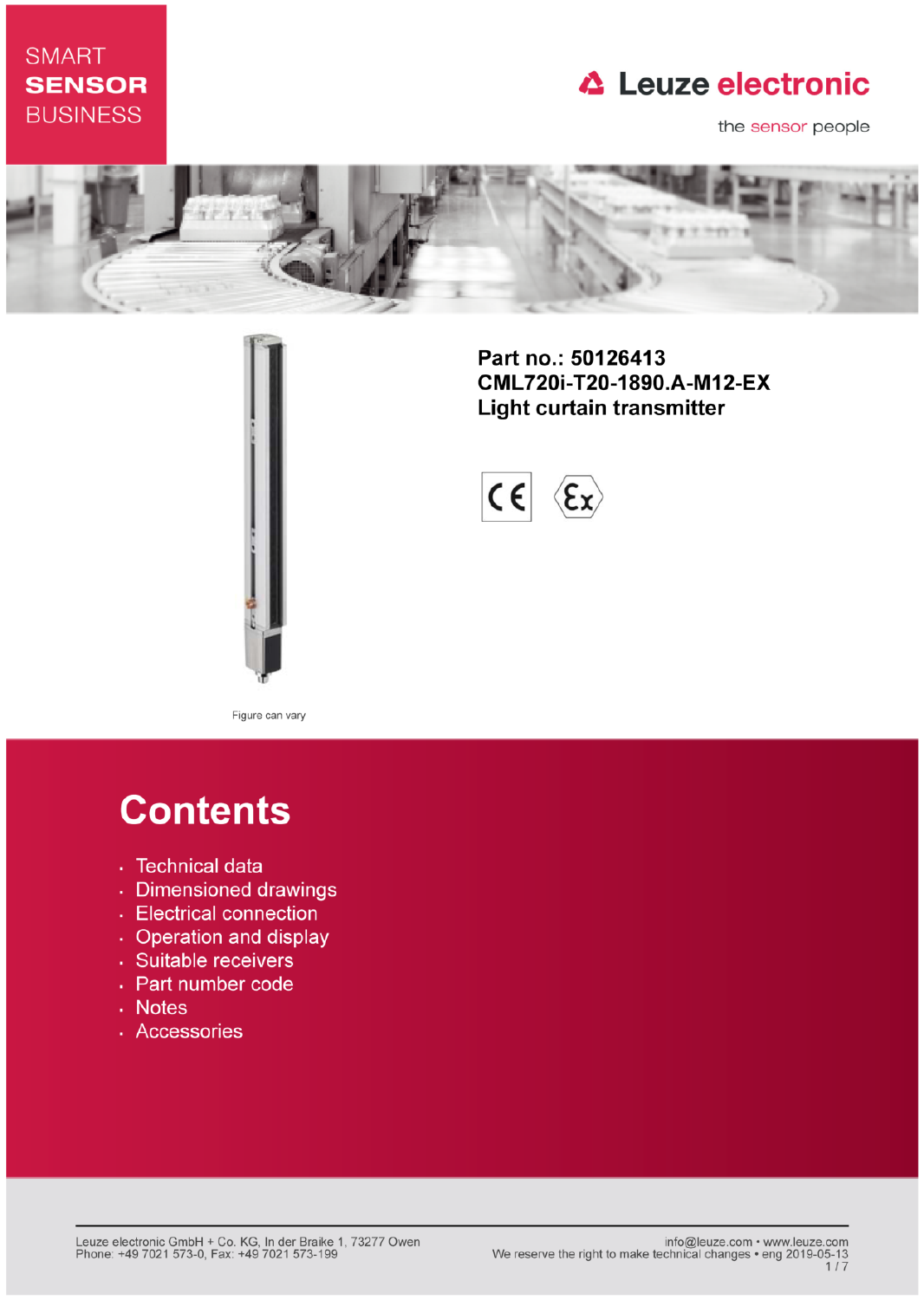SMART **SENSOR** BUSINESS

Leuze electronic

the sensor people

**Part no.: 50126413**
**CML720i-T20-1890.A-M12-EX**
**Light curtain transmitter**

Figure can vary

# Contents

- Technical data
- Dimensioned drawings
- Electrical connection
- Operation and display
- Suitable receivers
- Part number code
- Notes
- Accessories

Leuze electronic GmbH + Co. KG, In der Braike 1, 73277 Owen
Phone: +49 7021 573-0, Fax: +49 7021 573-199

info@leuze.com • www.leuze.com
We reserve the right to make technical changes • eng 2019-05-13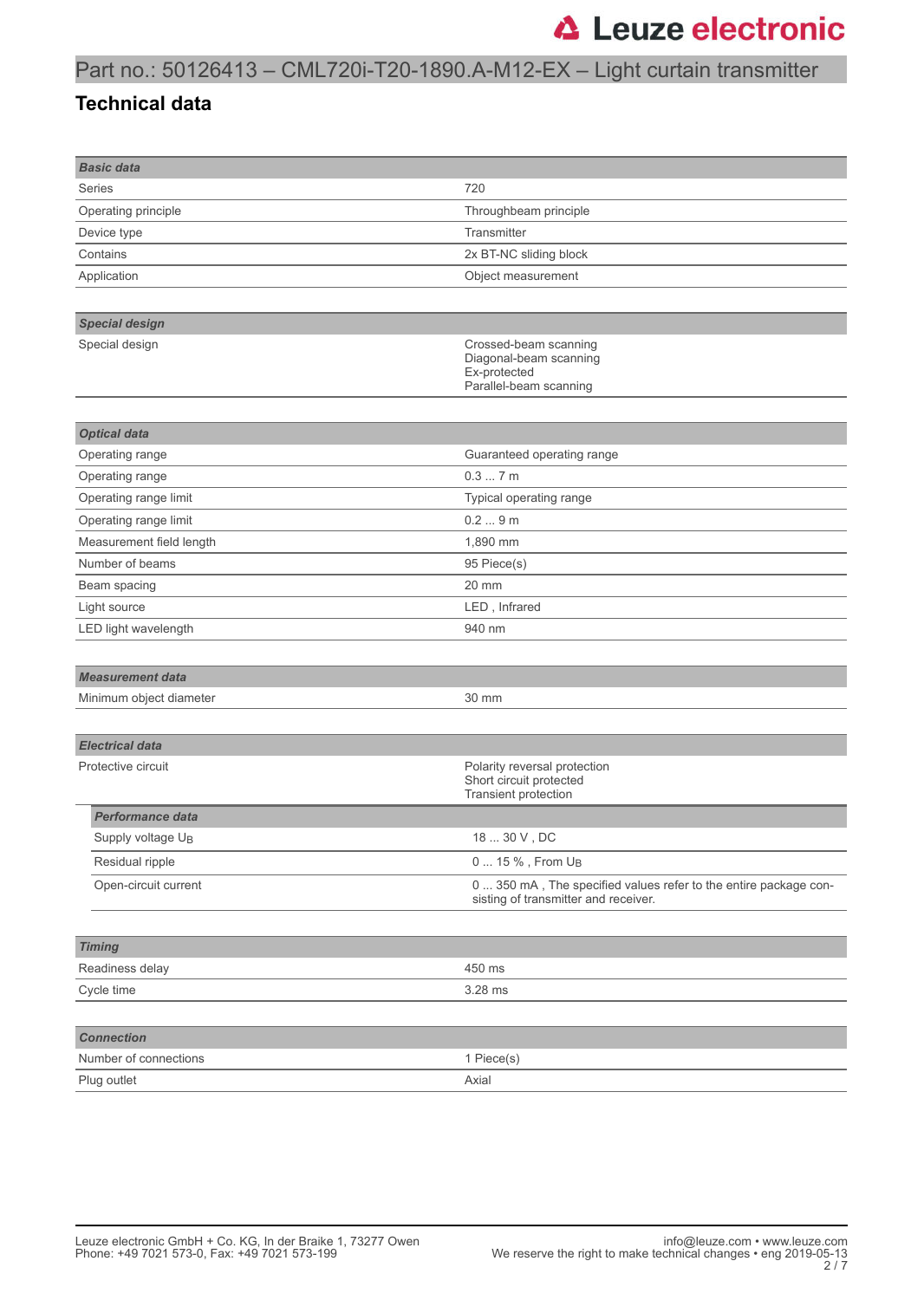# Part no.: 50126413 – CML720i-T20-1890.A-M12-EX – Light curtain transmitter

## Technical data

| **Basic data** | |
|---|---|
| Series | 720 |
| Operating principle | Throughbeam principle |
| Device type | Transmitter |
| Contains | 2x BT-NC sliding block |
| Application | Object measurement |

| **Special design** | |
|---|---|
| Special design | Crossed-beam scanning<br>Diagonal-beam scanning<br>Ex-protected<br>Parallel-beam scanning |

| **Optical data** | |
|---|---|
| Operating range | Guaranteed operating range |
| Operating range | 0.3 ... 7 m |
| Operating range limit | Typical operating range |
| Operating range limit | 0.2 ... 9 m |
| Measurement field length | 1,890 mm |
| Number of beams | 95 Piece(s) |
| Beam spacing | 20 mm |
| Light source | LED , Infrared |
| LED light wavelength | 940 nm |

| **Measurement data** | |
|---|---|
| Minimum object diameter | 30 mm |

| **Electrical data** | |
|---|---|
| Protective circuit | Polarity reversal protection<br>Short circuit protected<br>Transient protection |

| **Performance data** | |
|---|---|
| Supply voltage $U_B$ | 18 ... 30 V , DC |
| Residual ripple | 0 ... 15 % , From $U_B$ |
| Open-circuit current | 0 ... 350 mA , The specified values refer to the entire package consisting of transmitter and receiver. |

| **Timing** | |
|---|---|
| Readiness delay | 450 ms |
| Cycle time | 3.28 ms |

| **Connection** | |
|---|---|
| Number of connections | 1 Piece(s) |
| Plug outlet | Axial |

Leuze electronic GmbH + Co. KG, In der Braike 1, 73277 Owen
Phone: +49 7021 573-0, Fax: +49 7021 573-199

info@leuze.com • www.leuze.com
We reserve the right to make technical changes • eng 2019-05-13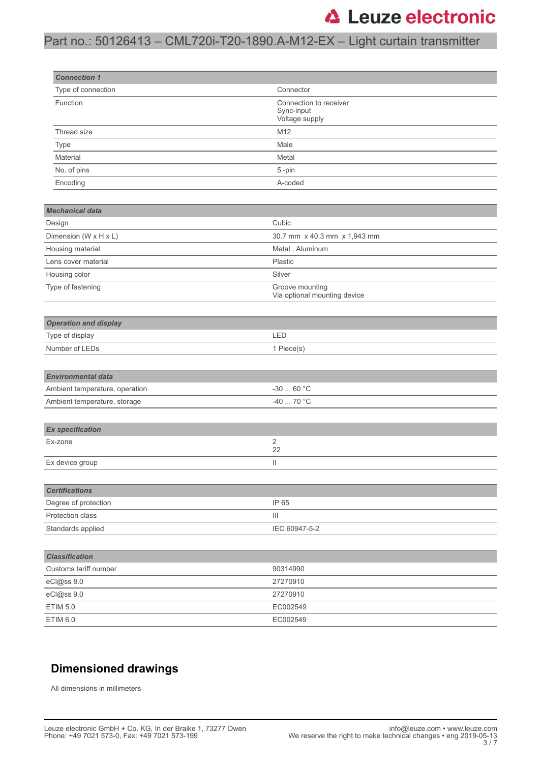| Connection 1 | |
|---|---|
| Type of connection | Connector |
| Function | Connection to receiver<br>Sync-input<br>Voltage supply |
| Thread size | M12 |
| Type | Male |
| Material | Metal |
| No. of pins | 5 -pin |
| Encoding | A-coded |

| Mechanical data | |
|---|---|
| Design | Cubic |
| Dimension (W x H x L) | 30.7 mm x 40.3 mm x 1,943 mm |
| Housing material | Metal , Aluminum |
| Lens cover material | Plastic |
| Housing color | Silver |
| Type of fastening | Groove mounting<br>Via optional mounting device |

| Operation and display | |
|---|---|
| Type of display | LED |
| Number of LEDs | 1 Piece(s) |

| Environmental data | |
|---|---|
| Ambient temperature, operation | -30 ... 60 °C |
| Ambient temperature, storage | -40 ... 70 °C |

| Ex specification | |
|---|---|
| Ex-zone | 2<br>22 |
| Ex device group | II |

| Certifications | |
|---|---|
| Degree of protection | IP 65 |
| Protection class | III |
| Standards applied | IEC 60947-5-2 |

| Classification | |
|---|---|
| Customs tariff number | 90314990 |
| eCl@ss 8.0 | 27270910 |
| eCl@ss 9.0 | 27270910 |
| ETIM 5.0 | EC002549 |
| ETIM 6.0 | EC002549 |

## Dimensioned drawings

All dimensions in millimeters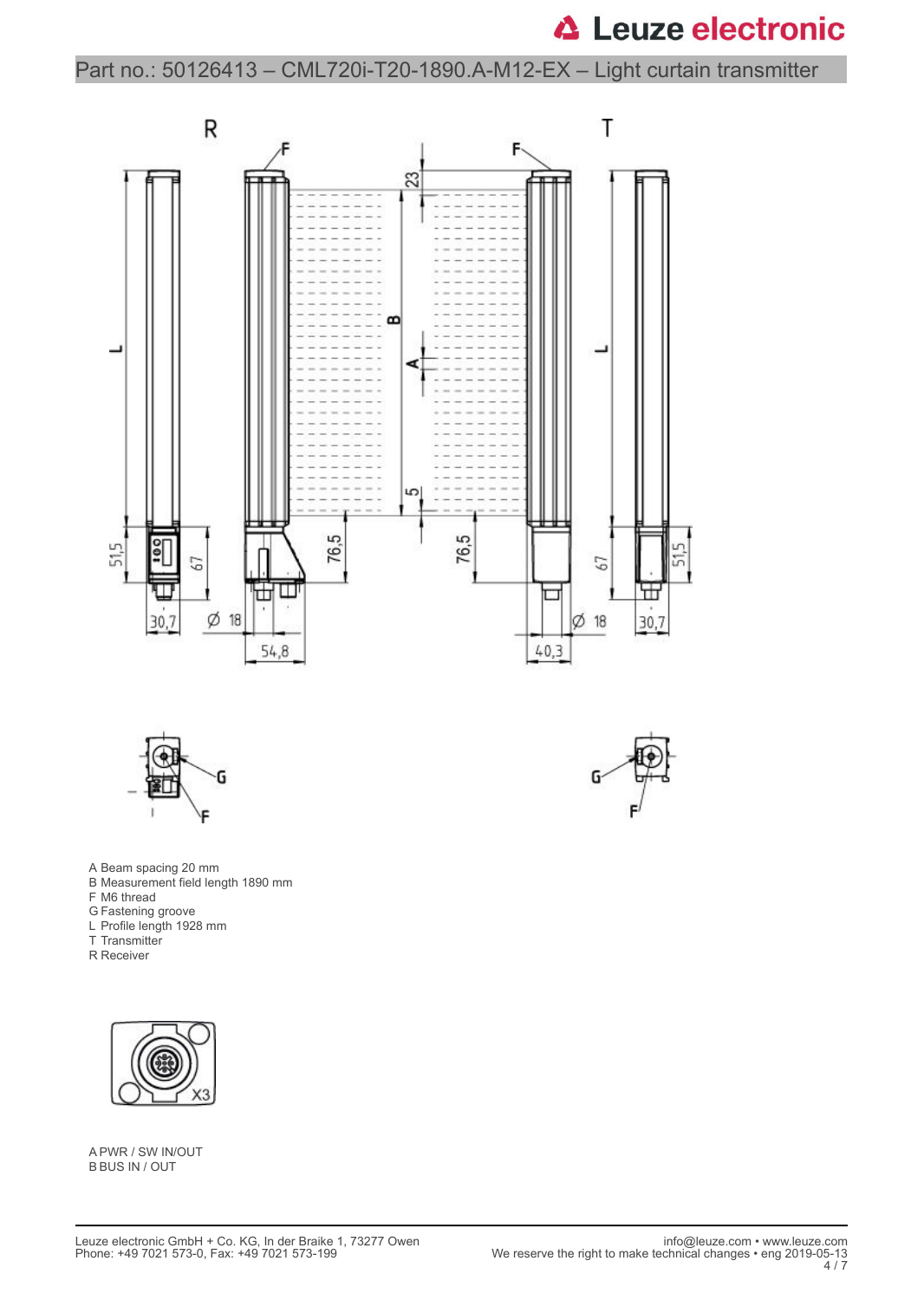# Part no.: 50126413 – CML720i-T20-1890.A-M12-EX – Light curtain transmitter

A Beam spacing 20 mm
B Measurement field length 1890 mm
F M6 thread
G Fastening groove
L Profile length 1928 mm
T Transmitter
R Receiver

A PWR / SW IN/OUT
B BUS IN / OUT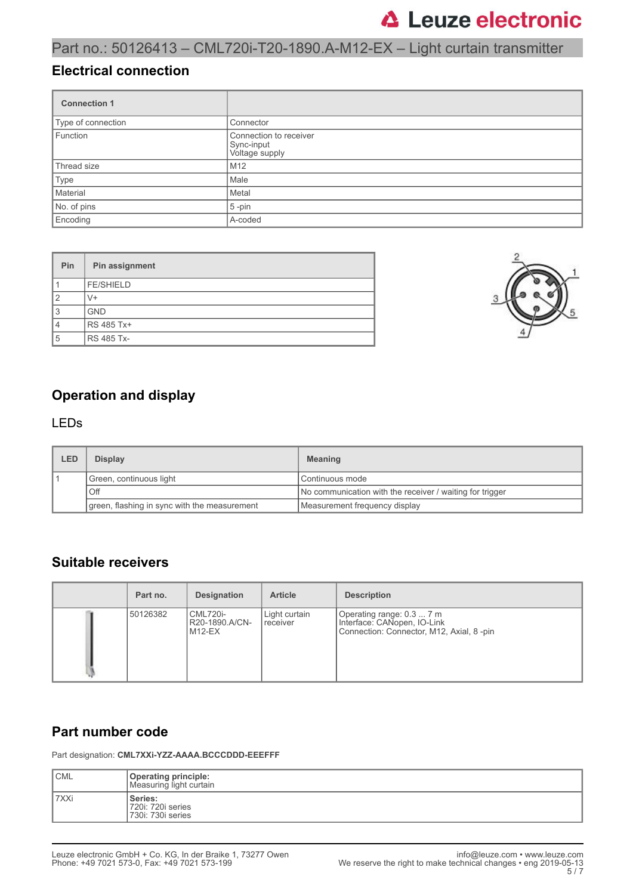Part no.: 50126413 – CML720i-T20-1890.A-M12-EX – Light curtain transmitter

## Electrical connection

| Connection 1 | |
|---|---|
| Type of connection | Connector |
| Function | Connection to receiver<br>Sync-input<br>Voltage supply |
| Thread size | M12 |
| Type | Male |
| Material | Metal |
| No. of pins | 5 -pin |
| Encoding | A-coded |

| Pin | Pin assignment |
|---|---|
| 1 | FE/SHIELD |
| 2 | V+ |
| 3 | GND |
| 4 | RS 485 Tx+ |
| 5 | RS 485 Tx- |

## Operation and display

### LEDs

| LED | Display | Meaning |
|---|---|---|
| 1 | Green, continuous light | Continuous mode |
| | Off | No communication with the receiver / waiting for trigger |
| | green, flashing in sync with the measurement | Measurement frequency display |

## Suitable receivers

| | Part no. | Designation | Article | Description |
|---|---|---|---|---|
| | 50126382 | CML720i-R20-1890.A/CN-M12-EX | Light curtain receiver | Operating range: 0.3 ... 7 m<br>Interface: CANopen, IO-Link<br>Connection: Connector, M12, Axial, 8 -pin |

## Part number code

Part designation: **CML7XXi-YZZ-AAAA.BCCCDDD-EEEFFF**

| CML | **Operating principle:**<br>Measuring light curtain |
|---|---|
| 7XXi | **Series:**<br>720i: 720i series<br>730i: 730i series |

Leuze electronic GmbH + Co. KG, In der Braike 1, 73277 Owen
Phone: +49 7021 573-0, Fax: +49 7021 573-199

info@leuze.com • www.leuze.com
We reserve the right to make technical changes • eng 2019-05-13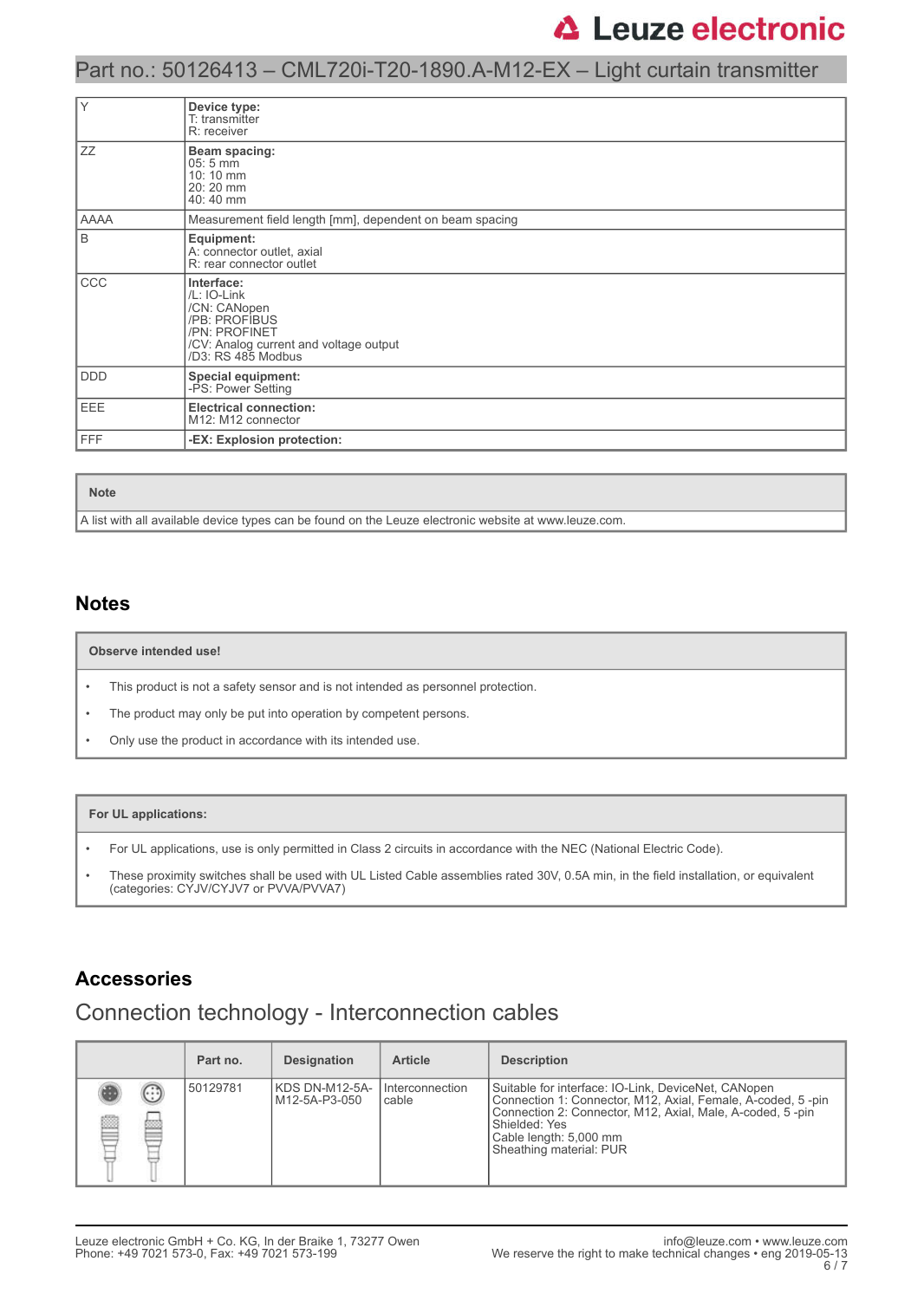| Y | **Device type:**<br>T: transmitter<br>R: receiver |
|---|---|
| ZZ | **Beam spacing:**<br>05: 5 mm<br>10: 10 mm<br>20: 20 mm<br>40: 40 mm |
| AAAA | Measurement field length [mm], dependent on beam spacing |
| B | **Equipment:**<br>A: connector outlet, axial<br>R: rear connector outlet |
| CCC | **Interface:**<br>/L: IO-Link<br>/CN: CANopen<br>/PB: PROFIBUS<br>/PN: PROFINET<br>/CV: Analog current and voltage output<br>/D3: RS 485 Modbus |
| DDD | **Special equipment:**<br>-PS: Power Setting |
| EEE | **Electrical connection:**<br>M12: M12 connector |
| FFF | **-EX: Explosion protection:** |

| **Note** |
|---|
| A list with all available device types can be found on the Leuze electronic website at www.leuze.com. |

## Notes

**Observe intended use!**

- This product is not a safety sensor and is not intended as personnel protection.
- The product may only be put into operation by competent persons.
- Only use the product in accordance with its intended use.

**For UL applications:**

- For UL applications, use is only permitted in Class 2 circuits in accordance with the NEC (National Electric Code).
- These proximity switches shall be used with UL Listed Cable assemblies rated 30V, 0.5A min, in the field installation, or equivalent (categories: CYJV/CYJV7 or PVVA/PVVA7)

## Accessories

### Connection technology - Interconnection cables

| | Part no. | Designation | Article | Description |
|---|---|---|---|---|
| | 50129781 | KDS DN-M12-5A-M12-5A-P3-050 | Interconnection cable | Suitable for interface: IO-Link, DeviceNet, CANopen<br>Connection 1: Connector, M12, Axial, Female, A-coded, 5 -pin<br>Connection 2: Connector, M12, Axial, Male, A-coded, 5 -pin<br>Shielded: Yes<br>Cable length: 5,000 mm<br>Sheathing material: PUR |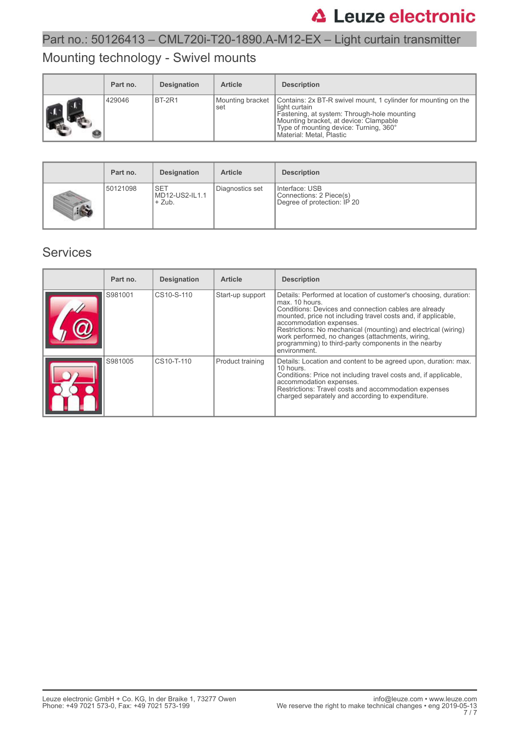Part no.: 50126413 – CML720i-T20-1890.A-M12-EX – Light curtain transmitter

## Mounting technology - Swivel mounts

| | Part no. | Designation | Article | Description |
|---|---|---|---|---|
| | 429046 | BT-2R1 | Mounting bracket set | Contains: 2x BT-R swivel mount, 1 cylinder for mounting on the light curtain<br>Fastening, at system: Through-hole mounting<br>Mounting bracket, at device: Clampable<br>Type of mounting device: Turning, 360°<br>Material: Metal, Plastic |

| | Part no. | Designation | Article | Description |
|---|---|---|---|---|
| | 50121098 | SET MD12-US2-IL1.1 + Zub. | Diagnostics set | Interface: USB<br>Connections: 2 Piece(s)<br>Degree of protection: IP 20 |

## Services

| | Part no. | Designation | Article | Description |
|---|---|---|---|---|
| | S981001 | CS10-S-110 | Start-up support | Details: Performed at location of customer's choosing, duration: max. 10 hours.<br>Conditions: Devices and connection cables are already mounted, price not including travel costs and, if applicable, accommodation expenses.<br>Restrictions: No mechanical (mounting) and electrical (wiring) work performed, no changes (attachments, wiring, programming) to third-party components in the nearby environment. |
| | S981005 | CS10-T-110 | Product training | Details: Location and content to be agreed upon, duration: max. 10 hours.<br>Conditions: Price not including travel costs and, if applicable, accommodation expenses.<br>Restrictions: Travel costs and accommodation expenses charged separately and according to expenditure. |